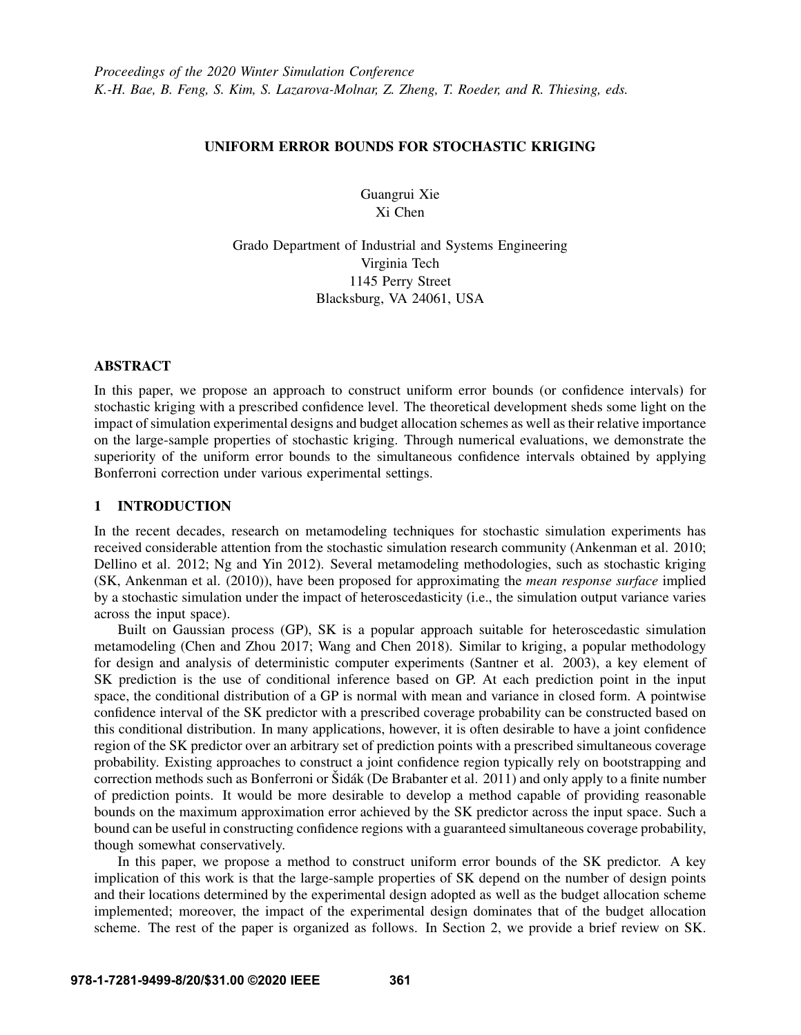# UNIFORM ERROR BOUNDS FOR STOCHASTIC KRIGING

Guangrui Xie
Xi Chen

Grado Department of Industrial and Systems Engineering
Virginia Tech
1145 Perry Street
Blacksburg, VA 24061, USA

## ABSTRACT

In this paper, we propose an approach to construct uniform error bounds (or confidence intervals) for stochastic kriging with a prescribed confidence level. The theoretical development sheds some light on the impact of simulation experimental designs and budget allocation schemes as well as their relative importance on the large-sample properties of stochastic kriging. Through numerical evaluations, we demonstrate the superiority of the uniform error bounds to the simultaneous confidence intervals obtained by applying Bonferroni correction under various experimental settings.

## 1 INTRODUCTION

In the recent decades, research on metamodeling techniques for stochastic simulation experiments has received considerable attention from the stochastic simulation research community (Ankenman et al. 2010; Dellino et al. 2012; Ng and Yin 2012). Several metamodeling methodologies, such as stochastic kriging (SK, Ankenman et al. (2010)), have been proposed for approximating the *mean response surface* implied by a stochastic simulation under the impact of heteroscedasticity (i.e., the simulation output variance varies across the input space).

Built on Gaussian process (GP), SK is a popular approach suitable for heteroscedastic simulation metamodeling (Chen and Zhou 2017; Wang and Chen 2018). Similar to kriging, a popular methodology for design and analysis of deterministic computer experiments (Santner et al. 2003), a key element of SK prediction is the use of conditional inference based on GP. At each prediction point in the input space, the conditional distribution of a GP is normal with mean and variance in closed form. A pointwise confidence interval of the SK predictor with a prescribed coverage probability can be constructed based on this conditional distribution. In many applications, however, it is often desirable to have a joint confidence region of the SK predictor over an arbitrary set of prediction points with a prescribed simultaneous coverage probability. Existing approaches to construct a joint confidence region typically rely on bootstrapping and correction methods such as Bonferroni or Šidák (De Brabanter et al. 2011) and only apply to a finite number of prediction points. It would be more desirable to develop a method capable of providing reasonable bounds on the maximum approximation error achieved by the SK predictor across the input space. Such a bound can be useful in constructing confidence regions with a guaranteed simultaneous coverage probability, though somewhat conservatively.

In this paper, we propose a method to construct uniform error bounds of the SK predictor. A key implication of this work is that the large-sample properties of SK depend on the number of design points and their locations determined by the experimental design adopted as well as the budget allocation scheme implemented; moreover, the impact of the experimental design dominates that of the budget allocation scheme. The rest of the paper is organized as follows. In Section 2, we provide a brief review on SK.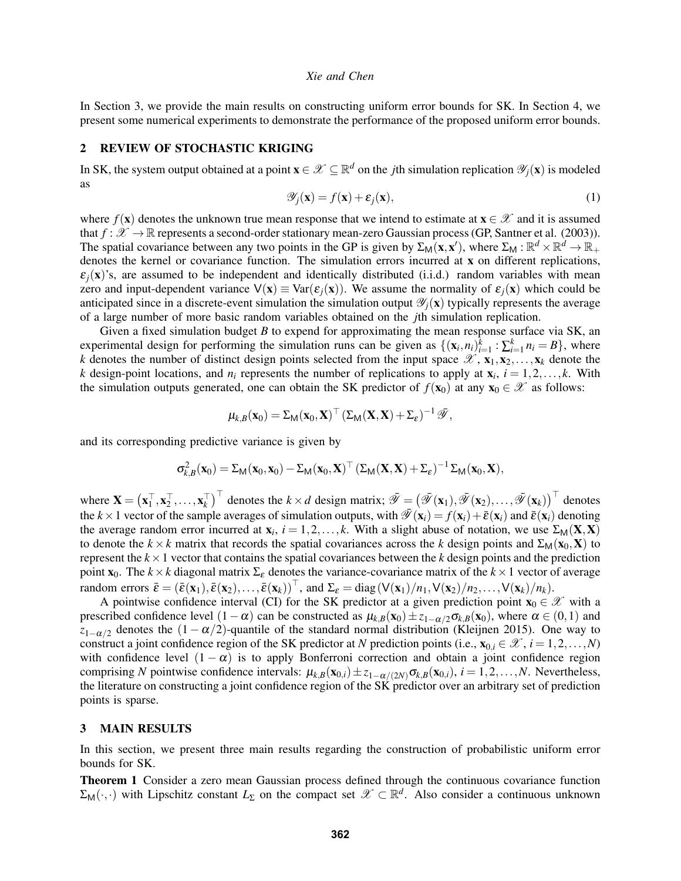In Section 3, we provide the main results on constructing uniform error bounds for SK. In Section 4, we present some numerical experiments to demonstrate the performance of the proposed uniform error bounds.

## 2 REVIEW OF STOCHASTIC KRIGING

In SK, the system output obtained at a point $\mathbf{x} \in \mathscr{X} \subseteq \mathbb{R}^d$ on the $j$th simulation replication $\mathscr{Y}_j(\mathbf{x})$ is modeled as

$$\mathscr{Y}_j(\mathbf{x}) = f(\mathbf{x}) + \varepsilon_j(\mathbf{x}), \tag{1}$$

where $f(\mathbf{x})$ denotes the unknown true mean response that we intend to estimate at $\mathbf{x} \in \mathscr{X}$ and it is assumed that $f : \mathscr{X} \to \mathbb{R}$ represents a second-order stationary mean-zero Gaussian process (GP, Santner et al. (2003)). The spatial covariance between any two points in the GP is given by $\Sigma_{\mathsf{M}}(\mathbf{x}, \mathbf{x}')$, where $\Sigma_{\mathsf{M}} : \mathbb{R}^d \times \mathbb{R}^d \to \mathbb{R}_+$ denotes the kernel or covariance function. The simulation errors incurred at $\mathbf{x}$ on different replications, $\varepsilon_j(\mathbf{x})$'s, are assumed to be independent and identically distributed (i.i.d.) random variables with mean zero and input-dependent variance $\mathsf{V}(\mathbf{x}) \equiv \mathrm{Var}(\varepsilon_j(\mathbf{x}))$. We assume the normality of $\varepsilon_j(\mathbf{x})$ which could be anticipated since in a discrete-event simulation the simulation output $\mathscr{Y}_j(\mathbf{x})$ typically represents the average of a large number of more basic random variables obtained on the $j$th simulation replication.

Given a fixed simulation budget $B$ to expend for approximating the mean response surface via SK, an experimental design for performing the simulation runs can be given as $\{(\mathbf{x}_i, n_i)_{i=1}^k : \sum_{i=1}^k n_i = B\}$, where $k$ denotes the number of distinct design points selected from the input space $\mathscr{X}$, $\mathbf{x}_1, \mathbf{x}_2, \ldots, \mathbf{x}_k$ denote the $k$ design-point locations, and $n_i$ represents the number of replications to apply at $\mathbf{x}_i$, $i = 1, 2, \ldots, k$. With the simulation outputs generated, one can obtain the SK predictor of $f(\mathbf{x}_0)$ at any $\mathbf{x}_0 \in \mathscr{X}$ as follows:

$$\mu_{k,B}(\mathbf{x}_0) = \Sigma_{\mathsf{M}}(\mathbf{x}_0, \mathbf{X})^\top (\Sigma_{\mathsf{M}}(\mathbf{X}, \mathbf{X}) + \Sigma_\varepsilon)^{-1} \bar{\mathscr{Y}},$$

and its corresponding predictive variance is given by

$$\sigma^2_{k,B}(\mathbf{x}_0) = \Sigma_{\mathsf{M}}(\mathbf{x}_0, \mathbf{x}_0) - \Sigma_{\mathsf{M}}(\mathbf{x}_0, \mathbf{X})^\top (\Sigma_{\mathsf{M}}(\mathbf{X}, \mathbf{X}) + \Sigma_\varepsilon)^{-1} \Sigma_{\mathsf{M}}(\mathbf{x}_0, \mathbf{X}),$$

where $\mathbf{X} = \left(\mathbf{x}_1^\top, \mathbf{x}_2^\top, \ldots, \mathbf{x}_k^\top\right)^\top$ denotes the $k \times d$ design matrix; $\bar{\mathscr{Y}} = \left(\bar{\mathscr{Y}}(\mathbf{x}_1), \bar{\mathscr{Y}}(\mathbf{x}_2), \ldots, \bar{\mathscr{Y}}(\mathbf{x}_k)\right)^\top$ denotes the $k \times 1$ vector of the sample averages of simulation outputs, with $\bar{\mathscr{Y}}(\mathbf{x}_i) = f(\mathbf{x}_i) + \bar{\varepsilon}(\mathbf{x}_i)$ and $\bar{\varepsilon}(\mathbf{x}_i)$ denoting the average random error incurred at $\mathbf{x}_i$, $i = 1, 2, \ldots, k$. With a slight abuse of notation, we use $\Sigma_{\mathsf{M}}(\mathbf{X}, \mathbf{X})$ to denote the $k \times k$ matrix that records the spatial covariances across the $k$ design points and $\Sigma_{\mathsf{M}}(\mathbf{x}_0, \mathbf{X})$ to represent the $k \times 1$ vector that contains the spatial covariances between the $k$ design points and the prediction point $\mathbf{x}_0$. The $k \times k$ diagonal matrix $\Sigma_\varepsilon$ denotes the variance-covariance matrix of the $k \times 1$ vector of average random errors $\bar{\varepsilon} = \left(\bar{\varepsilon}(\mathbf{x}_1), \bar{\varepsilon}(\mathbf{x}_2), \ldots, \bar{\varepsilon}(\mathbf{x}_k)\right)^\top$, and $\Sigma_\varepsilon = \mathrm{diag}(\mathsf{V}(\mathbf{x}_1)/n_1, \mathsf{V}(\mathbf{x}_2)/n_2, \ldots, \mathsf{V}(\mathbf{x}_k)/n_k)$.

A pointwise confidence interval (CI) for the SK predictor at a given prediction point $\mathbf{x}_0 \in \mathscr{X}$ with a prescribed confidence level $(1-\alpha)$ can be constructed as $\mu_{k,B}(\mathbf{x}_0) \pm z_{1-\alpha/2}\sigma_{k,B}(\mathbf{x}_0)$, where $\alpha \in (0,1)$ and $z_{1-\alpha/2}$ denotes the $(1-\alpha/2)$-quantile of the standard normal distribution (Kleijnen 2015). One way to construct a joint confidence region of the SK predictor at $N$ prediction points (i.e., $\mathbf{x}_{0,i} \in \mathscr{X}$, $i = 1, 2, \ldots, N$) with confidence level $(1-\alpha)$ is to apply Bonferroni correction and obtain a joint confidence region comprising $N$ pointwise confidence intervals: $\mu_{k,B}(\mathbf{x}_{0,i}) \pm z_{1-\alpha/(2N)}\sigma_{k,B}(\mathbf{x}_{0,i})$, $i = 1, 2, \ldots, N$. Nevertheless, the literature on constructing a joint confidence region of the SK predictor over an arbitrary set of prediction points is sparse.

## 3 MAIN RESULTS

In this section, we present three main results regarding the construction of probabilistic uniform error bounds for SK.

**Theorem 1** Consider a zero mean Gaussian process defined through the continuous covariance function $\Sigma_{\mathsf{M}}(\cdot, \cdot)$ with Lipschitz constant $L_\Sigma$ on the compact set $\mathscr{X} \subset \mathbb{R}^d$. Also consider a continuous unknown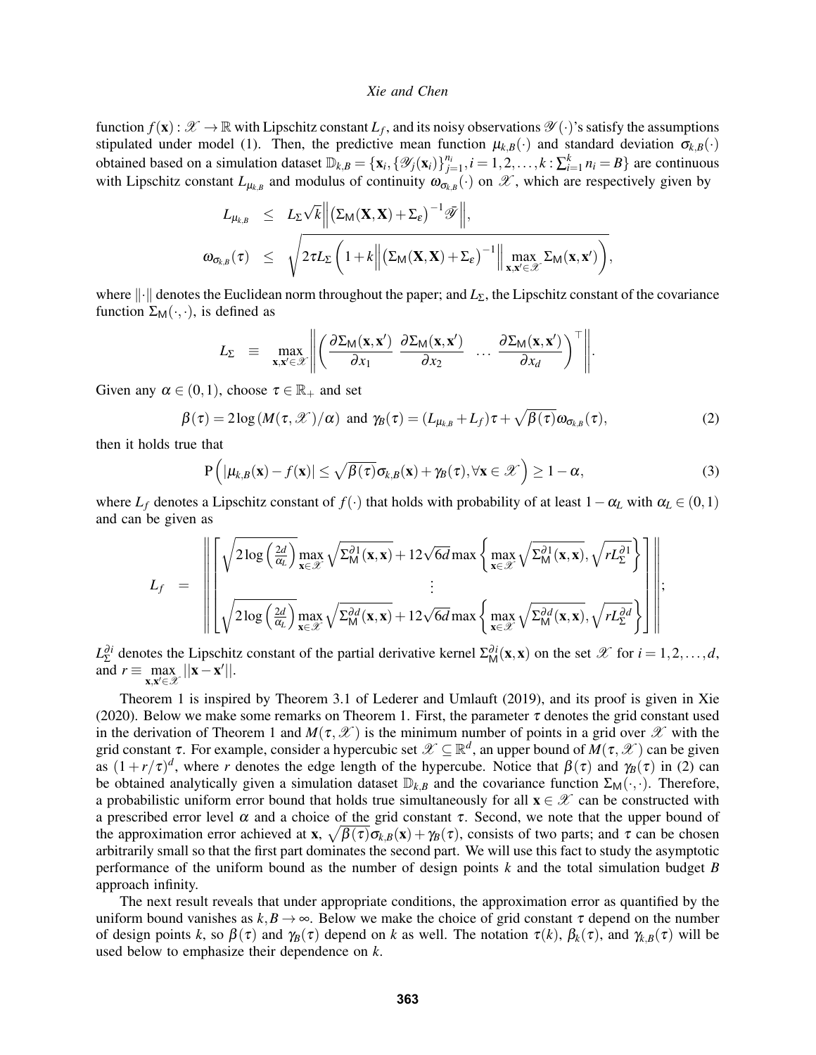function $f(\mathbf{x}) : \mathscr{X} \to \mathbb{R}$ with Lipschitz constant $L_f$, and its noisy observations $\mathscr{Y}(\cdot)$'s satisfy the assumptions stipulated under model (1). Then, the predictive mean function $\mu_{k,B}(\cdot)$ and standard deviation $\sigma_{k,B}(\cdot)$ obtained based on a simulation dataset $\mathbb{D}_{k,B} = \{\mathbf{x}_i, \{\mathscr{Y}_j(\mathbf{x}_i)\}_{j=1}^{n_i}, i = 1,2,\ldots,k : \sum_{i=1}^{k} n_i = B\}$ are continuous with Lipschitz constant $L_{\mu_{k,B}}$ and modulus of continuity $\omega_{\sigma_{k,B}}(\cdot)$ on $\mathscr{X}$, which are respectively given by

$$
\begin{aligned}
L_{\mu_{k,B}} &\leq L_\Sigma \sqrt{k} \left\| \left(\Sigma_{\mathsf{M}}(\mathbf{X},\mathbf{X}) + \Sigma_\varepsilon\right)^{-1} \bar{\mathscr{Y}} \right\|, \\
\omega_{\sigma_{k,B}}(\tau) &\leq \sqrt{2\tau L_\Sigma \left(1 + k \left\| \left(\Sigma_{\mathsf{M}}(\mathbf{X},\mathbf{X}) + \Sigma_\varepsilon\right)^{-1} \right\| \max_{\mathbf{x},\mathbf{x}' \in \mathscr{X}} \Sigma_{\mathsf{M}}(\mathbf{x},\mathbf{x}')\right)},
\end{aligned}
$$

where $\|\cdot\|$ denotes the Euclidean norm throughout the paper; and $L_\Sigma$, the Lipschitz constant of the covariance function $\Sigma_{\mathsf{M}}(\cdot,\cdot)$, is defined as

$$
L_\Sigma \equiv \max_{\mathbf{x},\mathbf{x}' \in \mathscr{X}} \left\| \left( \frac{\partial \Sigma_{\mathsf{M}}(\mathbf{x},\mathbf{x}')}{\partial x_1} \;\; \frac{\partial \Sigma_{\mathsf{M}}(\mathbf{x},\mathbf{x}')}{\partial x_2} \;\; \cdots \;\; \frac{\partial \Sigma_{\mathsf{M}}(\mathbf{x},\mathbf{x}')}{\partial x_d} \right)^\top \right\|.
$$

Given any $\alpha \in (0,1)$, choose $\tau \in \mathbb{R}_+$ and set

$$
\beta(\tau) = 2\log\left(M(\tau,\mathscr{X})/\alpha\right) \text{ and } \gamma_B(\tau) = (L_{\mu_{k,B}} + L_f)\tau + \sqrt{\beta(\tau)}\,\omega_{\sigma_{k,B}}(\tau), \tag{2}
$$

then it holds true that

$$
\mathrm{P}\left( |\mu_{k,B}(\mathbf{x}) - f(\mathbf{x})| \leq \sqrt{\beta(\tau)}\sigma_{k,B}(\mathbf{x}) + \gamma_B(\tau), \forall \mathbf{x} \in \mathscr{X} \right) \geq 1 - \alpha, \tag{3}
$$

where $L_f$ denotes a Lipschitz constant of $f(\cdot)$ that holds with probability of at least $1-\alpha_L$ with $\alpha_L \in (0,1)$ and can be given as

$$
L_f = \left\| \begin{bmatrix} \sqrt{2\log\left(\frac{2d}{\alpha_L}\right)} \max\limits_{\mathbf{x}\in\mathscr{X}} \sqrt{\Sigma_{\mathsf{M}}^{\partial 1}(\mathbf{x},\mathbf{x})} + 12\sqrt{6d} \max\left\{ \max\limits_{\mathbf{x}\in\mathscr{X}} \sqrt{\Sigma_{\mathsf{M}}^{\partial 1}(\mathbf{x},\mathbf{x})}, \sqrt{rL_\Sigma^{\partial 1}} \right\} \\ \vdots \\ \sqrt{2\log\left(\frac{2d}{\alpha_L}\right)} \max\limits_{\mathbf{x}\in\mathscr{X}} \sqrt{\Sigma_{\mathsf{M}}^{\partial d}(\mathbf{x},\mathbf{x})} + 12\sqrt{6d} \max\left\{ \max\limits_{\mathbf{x}\in\mathscr{X}} \sqrt{\Sigma_{\mathsf{M}}^{\partial d}(\mathbf{x},\mathbf{x})}, \sqrt{rL_\Sigma^{\partial d}} \right\} \end{bmatrix} \right\|;
$$

$L_\Sigma^{\partial i}$ denotes the Lipschitz constant of the partial derivative kernel $\Sigma_{\mathsf{M}}^{\partial i}(\mathbf{x},\mathbf{x})$ on the set $\mathscr{X}$ for $i = 1,2,\ldots,d$, and $r \equiv \max\limits_{\mathbf{x},\mathbf{x}' \in \mathscr{X}} ||\mathbf{x} - \mathbf{x}'||$.

Theorem 1 is inspired by Theorem 3.1 of Lederer and Umlauft (2019), and its proof is given in Xie (2020). Below we make some remarks on Theorem 1. First, the parameter $\tau$ denotes the grid constant used in the derivation of Theorem 1 and $M(\tau,\mathscr{X})$ is the minimum number of points in a grid over $\mathscr{X}$ with the grid constant $\tau$. For example, consider a hypercubic set $\mathscr{X} \subseteq \mathbb{R}^d$, an upper bound of $M(\tau,\mathscr{X})$ can be given as $(1+r/\tau)^d$, where $r$ denotes the edge length of the hypercube. Notice that $\beta(\tau)$ and $\gamma_B(\tau)$ in (2) can be obtained analytically given a simulation dataset $\mathbb{D}_{k,B}$ and the covariance function $\Sigma_{\mathsf{M}}(\cdot,\cdot)$. Therefore, a probabilistic uniform error bound that holds true simultaneously for all $\mathbf{x} \in \mathscr{X}$ can be constructed with a prescribed error level $\alpha$ and a choice of the grid constant $\tau$. Second, we note that the upper bound of the approximation error achieved at $\mathbf{x}$, $\sqrt{\beta(\tau)}\sigma_{k,B}(\mathbf{x}) + \gamma_B(\tau)$, consists of two parts; and $\tau$ can be chosen arbitrarily small so that the first part dominates the second part. We will use this fact to study the asymptotic performance of the uniform bound as the number of design points $k$ and the total simulation budget $B$ approach infinity.

The next result reveals that under appropriate conditions, the approximation error as quantified by the uniform bound vanishes as $k, B \to \infty$. Below we make the choice of grid constant $\tau$ depend on the number of design points $k$, so $\beta(\tau)$ and $\gamma_B(\tau)$ depend on $k$ as well. The notation $\tau(k)$, $\beta_k(\tau)$, and $\gamma_{k,B}(\tau)$ will be used below to emphasize their dependence on $k$.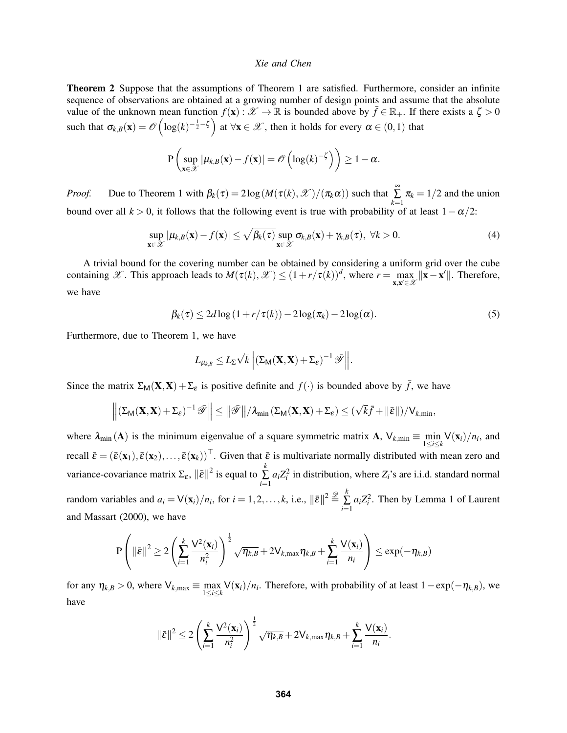**Theorem 2** Suppose that the assumptions of Theorem 1 are satisfied. Furthermore, consider an infinite sequence of observations are obtained at a growing number of design points and assume that the absolute value of the unknown mean function $f(\mathbf{x}) : \mathscr{X} \to \mathbb{R}$ is bounded above by $\bar{f} \in \mathbb{R}_+$. If there exists a $\zeta > 0$ such that $\sigma_{k,B}(\mathbf{x}) = \mathscr{O}\left(\log(k)^{-\frac{1}{2}-\zeta}\right)$ at $\forall \mathbf{x} \in \mathscr{X}$, then it holds for every $\alpha \in (0,1)$ that

$$\mathrm{P}\left(\sup_{\mathbf{x}\in\mathscr{X}} |\mu_{k,B}(\mathbf{x}) - f(\mathbf{x})| = \mathscr{O}\left(\log(k)^{-\zeta}\right)\right) \geq 1-\alpha.$$

*Proof.* Due to Theorem 1 with $\beta_k(\tau) = 2\log\left(M(\tau(k),\mathscr{X})/(\pi_k\alpha)\right)$ such that $\sum_{k=1}^{\infty} \pi_k = 1/2$ and the union bound over all $k > 0$, it follows that the following event is true with probability of at least $1-\alpha/2$:

$$\sup_{\mathbf{x}\in\mathscr{X}} |\mu_{k,B}(\mathbf{x}) - f(\mathbf{x})| \leq \sqrt{\beta_k(\tau)} \sup_{\mathbf{x}\in\mathscr{X}} \sigma_{k,B}(\mathbf{x}) + \gamma_{k,B}(\tau),\ \forall k > 0. \tag{4}$$

A trivial bound for the covering number can be obtained by considering a uniform grid over the cube containing $\mathscr{X}$. This approach leads to $M(\tau(k),\mathscr{X}) \leq (1+r/\tau(k))^d$, where $r = \max_{\mathbf{x},\mathbf{x}'\in\mathscr{X}} \|\mathbf{x}-\mathbf{x}'\|$. Therefore, we have

$$\beta_k(\tau) \leq 2d\log(1+r/\tau(k)) - 2\log(\pi_k) - 2\log(\alpha). \tag{5}$$

Furthermore, due to Theorem 1, we have

$$L_{\mu_{k,B}} \leq L_\Sigma \sqrt{k} \left\| \left(\Sigma_{\mathsf{M}}(\mathbf{X},\mathbf{X}) + \Sigma_\varepsilon\right)^{-1} \bar{\mathscr{Y}} \right\|.$$

Since the matrix $\Sigma_{\mathsf{M}}(\mathbf{X},\mathbf{X}) + \Sigma_\varepsilon$ is positive definite and $f(\cdot)$ is bounded above by $\bar{f}$, we have

$$\left\| \left(\Sigma_{\mathsf{M}}(\mathbf{X},\mathbf{X}) + \Sigma_\varepsilon\right)^{-1} \bar{\mathscr{Y}} \right\| \leq \left\|\bar{\mathscr{Y}}\right\| / \lambda_{\min}\left(\Sigma_{\mathsf{M}}(\mathbf{X},\mathbf{X}) + \Sigma_\varepsilon\right) \leq (\sqrt{k}\bar{f} + \|\bar{\varepsilon}\|)/\mathsf{V}_{k,\min},$$

where $\lambda_{\min}(\mathbf{A})$ is the minimum eigenvalue of a square symmetric matrix $\mathbf{A}$, $\mathsf{V}_{k,\min} \equiv \min_{1\leq i\leq k} \mathsf{V}(\mathbf{x}_i)/n_i$, and recall $\bar{\varepsilon} = (\bar{\varepsilon}(\mathbf{x}_1), \bar{\varepsilon}(\mathbf{x}_2), \ldots, \bar{\varepsilon}(\mathbf{x}_k))^\top$. Given that $\bar{\varepsilon}$ is multivariate normally distributed with mean zero and variance-covariance matrix $\Sigma_\varepsilon$, $\|\bar{\varepsilon}\|^2$ is equal to $\sum_{i=1}^{k} a_i Z_i^2$ in distribution, where $Z_i$'s are i.i.d. standard normal random variables and $a_i = \mathsf{V}(\mathbf{x}_i)/n_i$, for $i = 1,2,\ldots,k$, i.e., $\|\bar{\varepsilon}\|^2 \overset{\mathscr{D}}{=} \sum_{i=1}^{k} a_i Z_i^2$. Then by Lemma 1 of Laurent and Massart (2000), we have

$$\mathrm{P}\left(\|\bar{\varepsilon}\|^2 \geq 2\left(\sum_{i=1}^{k} \frac{\mathsf{V}^2(\mathbf{x}_i)}{n_i^2}\right)^{\frac{1}{2}} \sqrt{\eta_{k,B}} + 2\mathsf{V}_{k,\max}\eta_{k,B} + \sum_{i=1}^{k} \frac{\mathsf{V}(\mathbf{x}_i)}{n_i}\right) \leq \exp(-\eta_{k,B})$$

for any $\eta_{k,B} > 0$, where $\mathsf{V}_{k,\max} \equiv \max_{1\leq i\leq k} \mathsf{V}(\mathbf{x}_i)/n_i$. Therefore, with probability of at least $1-\exp(-\eta_{k,B})$, we have

$$\|\bar{\varepsilon}\|^2 \leq 2\left(\sum_{i=1}^{k} \frac{\mathsf{V}^2(\mathbf{x}_i)}{n_i^2}\right)^{\frac{1}{2}} \sqrt{\eta_{k,B}} + 2\mathsf{V}_{k,\max}\eta_{k,B} + \sum_{i=1}^{k} \frac{\mathsf{V}(\mathbf{x}_i)}{n_i}.$$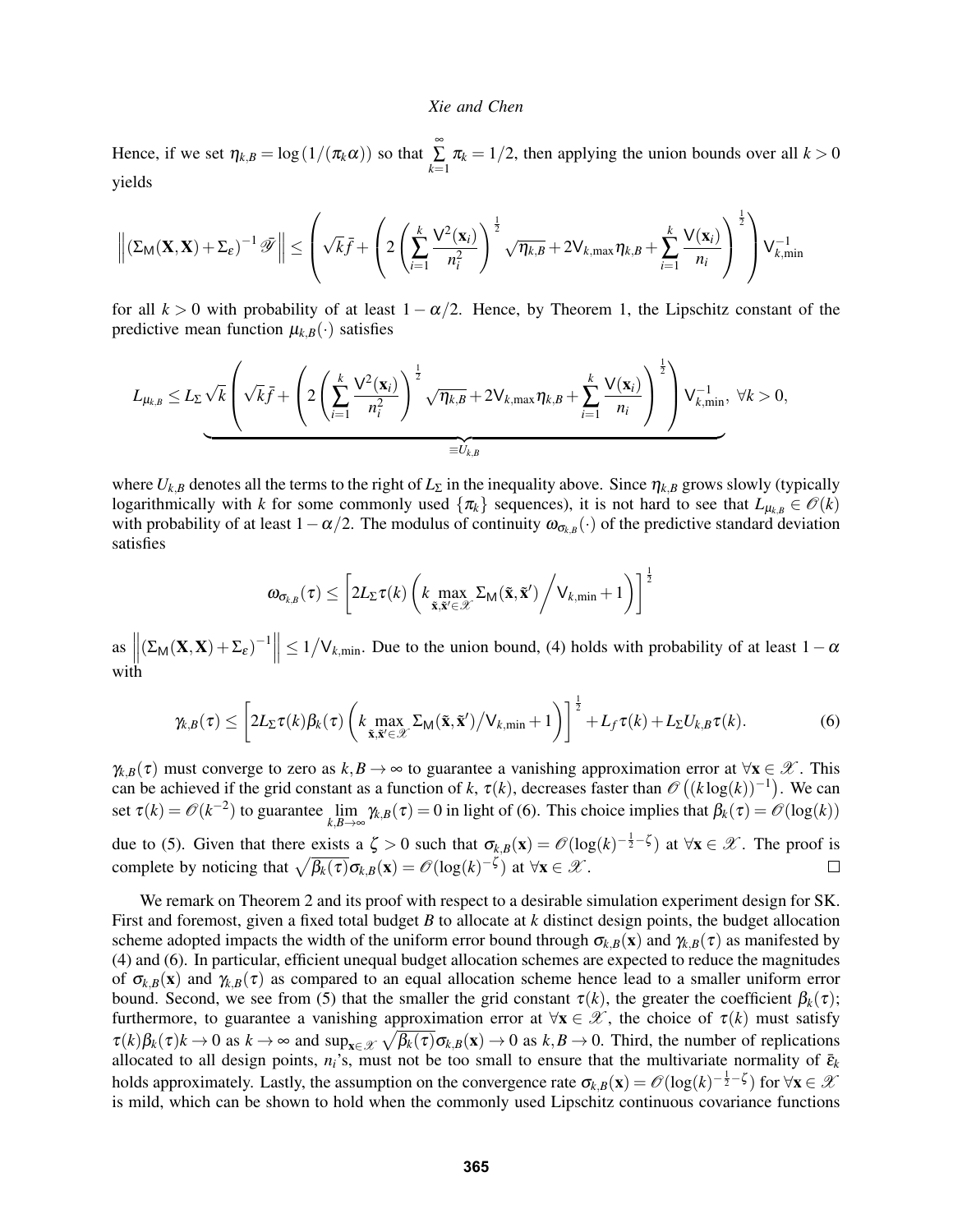Hence, if we set $\eta_{k,B} = \log(1/(\pi_k \alpha))$ so that $\sum_{k=1}^{\infty} \pi_k = 1/2$, then applying the union bounds over all $k > 0$ yields

$$
\left\| (\Sigma_{\mathsf{M}}(\mathbf{X},\mathbf{X}) + \Sigma_\varepsilon)^{-1} \bar{\mathscr{Y}} \right\| \leq \left( \sqrt{k}\bar{f} + \left( 2\left( \sum_{i=1}^{k} \frac{\mathsf{V}^2(\mathbf{x}_i)}{n_i^2} \right)^{\frac{1}{2}} \sqrt{\eta_{k,B}} + 2\mathsf{V}_{k,\max}\eta_{k,B} + \sum_{i=1}^{k} \frac{\mathsf{V}(\mathbf{x}_i)}{n_i} \right)^{\frac{1}{2}} \right) \mathsf{V}_{k,\min}^{-1}
$$

for all $k > 0$ with probability of at least $1 - \alpha/2$. Hence, by Theorem 1, the Lipschitz constant of the predictive mean function $\mu_{k,B}(\cdot)$ satisfies

$$
L_{\mu_{k,B}} \leq L_\Sigma \underbrace{\sqrt{k} \left( \sqrt{k}\bar{f} + \left( 2\left( \sum_{i=1}^{k} \frac{\mathsf{V}^2(\mathbf{x}_i)}{n_i^2} \right)^{\frac{1}{2}} \sqrt{\eta_{k,B}} + 2\mathsf{V}_{k,\max}\eta_{k,B} + \sum_{i=1}^{k} \frac{\mathsf{V}(\mathbf{x}_i)}{n_i} \right)^{\frac{1}{2}} \right) \mathsf{V}_{k,\min}^{-1}}_{\equiv U_{k,B}}, \ \forall k > 0,
$$

where $U_{k,B}$ denotes all the terms to the right of $L_\Sigma$ in the inequality above. Since $\eta_{k,B}$ grows slowly (typically logarithmically with $k$ for some commonly used $\{\pi_k\}$ sequences), it is not hard to see that $L_{\mu_{k,B}} \in \mathscr{O}(k)$ with probability of at least $1 - \alpha/2$. The modulus of continuity $\omega_{\sigma_{k,B}}(\cdot)$ of the predictive standard deviation satisfies

$$
\omega_{\sigma_{k,B}}(\tau) \leq \left[ 2L_\Sigma \tau(k) \left( k \max_{\tilde{\mathbf{x}},\tilde{\mathbf{x}}' \in \mathscr{X}} \Sigma_{\mathsf{M}}(\tilde{\mathbf{x}},\tilde{\mathbf{x}}') \Big/ \mathsf{V}_{k,\min} + 1 \right) \right]^{\frac{1}{2}}
$$

as $\left\| (\Sigma_{\mathsf{M}}(\mathbf{X},\mathbf{X}) + \Sigma_\varepsilon)^{-1} \right\| \leq 1/\mathsf{V}_{k,\min}$. Due to the union bound, (4) holds with probability of at least $1 - \alpha$ with

$$
\gamma_{k,B}(\tau) \leq \left[ 2L_\Sigma \tau(k) \beta_k(\tau) \left( k \max_{\tilde{\mathbf{x}},\tilde{\mathbf{x}}' \in \mathscr{X}} \Sigma_{\mathsf{M}}(\tilde{\mathbf{x}},\tilde{\mathbf{x}}') / \mathsf{V}_{k,\min} + 1 \right) \right]^{\frac{1}{2}} + L_f \tau(k) + L_\Sigma U_{k,B} \tau(k). \tag{6}
$$

$\gamma_{k,B}(\tau)$ must converge to zero as $k, B \to \infty$ to guarantee a vanishing approximation error at $\forall \mathbf{x} \in \mathscr{X}$. This can be achieved if the grid constant as a function of $k$, $\tau(k)$, decreases faster than $\mathscr{O}\left((k\log(k))^{-1}\right)$. We can set $\tau(k) = \mathscr{O}(k^{-2})$ to guarantee $\lim_{k,B\to\infty} \gamma_{k,B}(\tau) = 0$ in light of (6). This choice implies that $\beta_k(\tau) = \mathscr{O}(\log(k))$ due to (5). Given that there exists a $\zeta > 0$ such that $\sigma_{k,B}(\mathbf{x}) = \mathscr{O}(\log(k)^{-\frac{1}{2}-\zeta})$ at $\forall \mathbf{x} \in \mathscr{X}$. The proof is complete by noticing that $\sqrt{\beta_k(\tau)}\sigma_{k,B}(\mathbf{x}) = \mathscr{O}(\log(k)^{-\zeta})$ at $\forall \mathbf{x} \in \mathscr{X}$. □

We remark on Theorem 2 and its proof with respect to a desirable simulation experiment design for SK. First and foremost, given a fixed total budget $B$ to allocate at $k$ distinct design points, the budget allocation scheme adopted impacts the width of the uniform error bound through $\sigma_{k,B}(\mathbf{x})$ and $\gamma_{k,B}(\tau)$ as manifested by (4) and (6). In particular, efficient unequal budget allocation schemes are expected to reduce the magnitudes of $\sigma_{k,B}(\mathbf{x})$ and $\gamma_{k,B}(\tau)$ as compared to an equal allocation scheme hence lead to a smaller uniform error bound. Second, we see from (5) that the smaller the grid constant $\tau(k)$, the greater the coefficient $\beta_k(\tau)$; furthermore, to guarantee a vanishing approximation error at $\forall \mathbf{x} \in \mathscr{X}$, the choice of $\tau(k)$ must satisfy $\tau(k)\beta_k(\tau)k \to 0$ as $k \to \infty$ and $\sup_{\mathbf{x}\in\mathscr{X}} \sqrt{\beta_k(\tau)}\sigma_{k,B}(\mathbf{x}) \to 0$ as $k, B \to 0$. Third, the number of replications allocated to all design points, $n_i$'s, must not be too small to ensure that the multivariate normality of $\bar{\varepsilon}_k$ holds approximately. Lastly, the assumption on the convergence rate $\sigma_{k,B}(\mathbf{x}) = \mathscr{O}(\log(k)^{-\frac{1}{2}-\zeta})$ for $\forall \mathbf{x} \in \mathscr{X}$ is mild, which can be shown to hold when the commonly used Lipschitz continuous covariance functions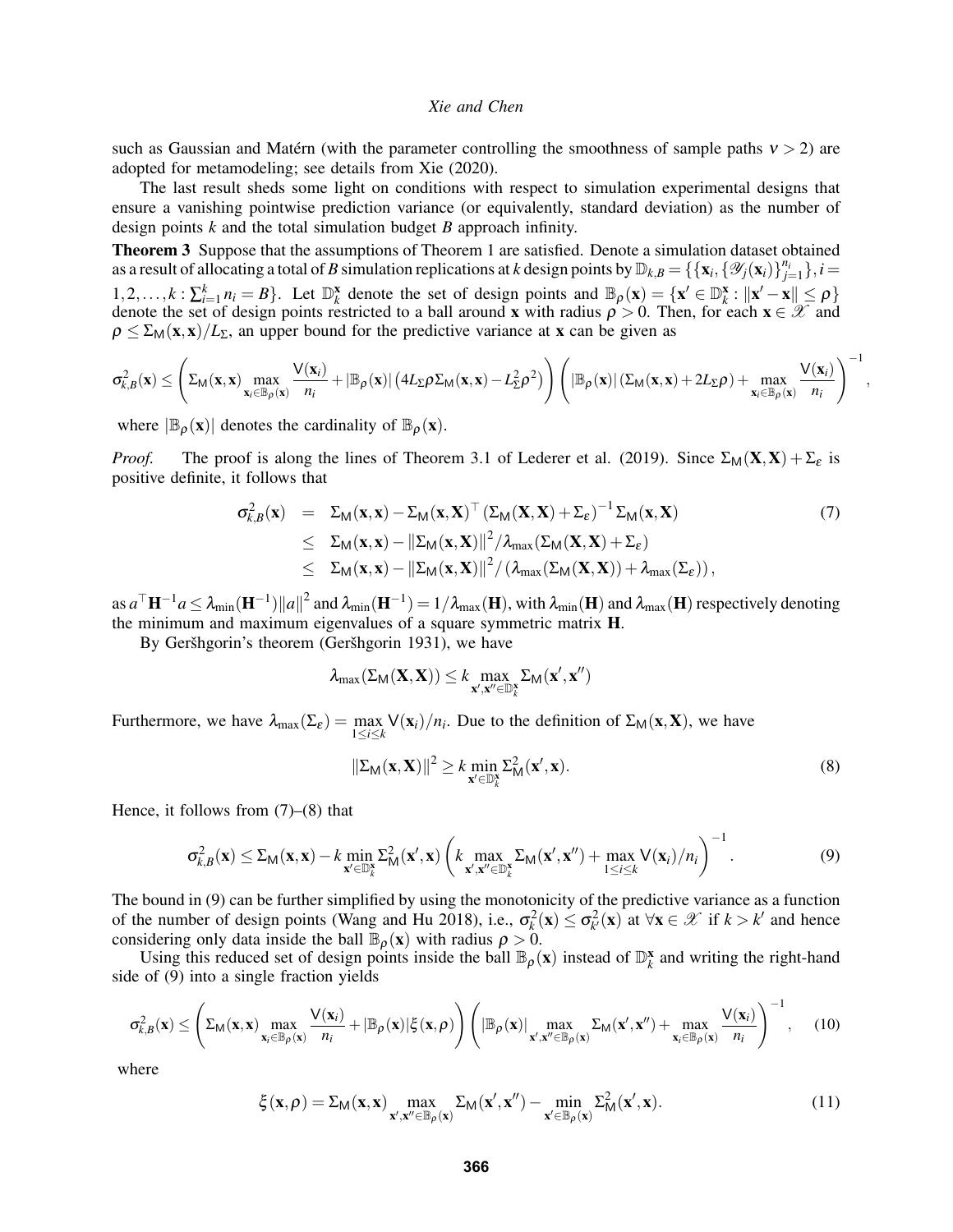such as Gaussian and Matérn (with the parameter controlling the smoothness of sample paths $\nu > 2$) are adopted for metamodeling; see details from Xie (2020).

The last result sheds some light on conditions with respect to simulation experimental designs that ensure a vanishing pointwise prediction variance (or equivalently, standard deviation) as the number of design points $k$ and the total simulation budget $B$ approach infinity.

**Theorem 3** Suppose that the assumptions of Theorem 1 are satisfied. Denote a simulation dataset obtained as a result of allocating a total of $B$ simulation replications at $k$ design points by $\mathbb{D}_{k,B} = \{\{\mathbf{x}_i, \{\mathscr{Y}_j(\mathbf{x}_i)\}_{j=1}^{n_i}\}, i = 1,2,\ldots,k : \sum_{i=1}^{k} n_i = B\}$. Let $\mathbb{D}_k^{\mathbf{x}}$ denote the set of design points and $\mathbb{B}_\rho(\mathbf{x}) = \{\mathbf{x}' \in \mathbb{D}_k^{\mathbf{x}} : \|\mathbf{x}' - \mathbf{x}\| \leq \rho\}$ denote the set of design points restricted to a ball around $\mathbf{x}$ with radius $\rho > 0$. Then, for each $\mathbf{x} \in \mathscr{X}$ and $\rho \leq \Sigma_{\mathsf{M}}(\mathbf{x},\mathbf{x})/L_\Sigma$, an upper bound for the predictive variance at $\mathbf{x}$ can be given as

$$\sigma_{k,B}^2(\mathbf{x}) \leq \left(\Sigma_{\mathsf{M}}(\mathbf{x},\mathbf{x}) \max_{\mathbf{x}_i \in \mathbb{B}_\rho(\mathbf{x})} \frac{\mathsf{V}(\mathbf{x}_i)}{n_i} + |\mathbb{B}_\rho(\mathbf{x})| \left(4L_\Sigma \rho \Sigma_{\mathsf{M}}(\mathbf{x},\mathbf{x}) - L_\Sigma^2 \rho^2\right)\right) \left(|\mathbb{B}_\rho(\mathbf{x})| \left(\Sigma_{\mathsf{M}}(\mathbf{x},\mathbf{x}) + 2L_\Sigma \rho\right) + \max_{\mathbf{x}_i \in \mathbb{B}_\rho(\mathbf{x})} \frac{\mathsf{V}(\mathbf{x}_i)}{n_i}\right)^{-1},$$

where $|\mathbb{B}_\rho(\mathbf{x})|$ denotes the cardinality of $\mathbb{B}_\rho(\mathbf{x})$.

*Proof.* The proof is along the lines of Theorem 3.1 of Lederer et al. (2019). Since $\Sigma_{\mathsf{M}}(\mathbf{X},\mathbf{X}) + \Sigma_\varepsilon$ is positive definite, it follows that

$$\begin{aligned}
\sigma_{k,B}^2(\mathbf{x}) &= \Sigma_{\mathsf{M}}(\mathbf{x},\mathbf{x}) - \Sigma_{\mathsf{M}}(\mathbf{x},\mathbf{X})^\top \left(\Sigma_{\mathsf{M}}(\mathbf{X},\mathbf{X}) + \Sigma_\varepsilon\right)^{-1} \Sigma_{\mathsf{M}}(\mathbf{x},\mathbf{X}) \\
&\leq \Sigma_{\mathsf{M}}(\mathbf{x},\mathbf{x}) - \|\Sigma_{\mathsf{M}}(\mathbf{x},\mathbf{X})\|^2 / \lambda_{\max}(\Sigma_{\mathsf{M}}(\mathbf{X},\mathbf{X}) + \Sigma_\varepsilon) \\
&\leq \Sigma_{\mathsf{M}}(\mathbf{x},\mathbf{x}) - \|\Sigma_{\mathsf{M}}(\mathbf{x},\mathbf{X})\|^2 / \left(\lambda_{\max}(\Sigma_{\mathsf{M}}(\mathbf{X},\mathbf{X})) + \lambda_{\max}(\Sigma_\varepsilon)\right),
\end{aligned} \tag{7}$$

as $a^\top \mathbf{H}^{-1} a \leq \lambda_{\min}(\mathbf{H}^{-1})\|a\|^2$ and $\lambda_{\min}(\mathbf{H}^{-1}) = 1/\lambda_{\max}(\mathbf{H})$, with $\lambda_{\min}(\mathbf{H})$ and $\lambda_{\max}(\mathbf{H})$ respectively denoting the minimum and maximum eigenvalues of a square symmetric matrix $\mathbf{H}$.

By Geršhgorin's theorem (Geršhgorin 1931), we have

$$\lambda_{\max}(\Sigma_{\mathsf{M}}(\mathbf{X},\mathbf{X})) \leq k \max_{\mathbf{x}',\mathbf{x}'' \in \mathbb{D}_k^{\mathbf{x}}} \Sigma_{\mathsf{M}}(\mathbf{x}',\mathbf{x}'')$$

Furthermore, we have $\lambda_{\max}(\Sigma_\varepsilon) = \max_{1 \leq i \leq k} \mathsf{V}(\mathbf{x}_i)/n_i$. Due to the definition of $\Sigma_{\mathsf{M}}(\mathbf{x},\mathbf{X})$, we have

$$\|\Sigma_{\mathsf{M}}(\mathbf{x},\mathbf{X})\|^2 \geq k \min_{\mathbf{x}' \in \mathbb{D}_k^{\mathbf{x}}} \Sigma_{\mathsf{M}}^2(\mathbf{x}',\mathbf{x}). \tag{8}$$

Hence, it follows from (7)–(8) that

$$\sigma_{k,B}^2(\mathbf{x}) \leq \Sigma_{\mathsf{M}}(\mathbf{x},\mathbf{x}) - k \min_{\mathbf{x}' \in \mathbb{D}_k^{\mathbf{x}}} \Sigma_{\mathsf{M}}^2(\mathbf{x}',\mathbf{x}) \left(k \max_{\mathbf{x}',\mathbf{x}'' \in \mathbb{D}_k^{\mathbf{x}}} \Sigma_{\mathsf{M}}(\mathbf{x}',\mathbf{x}'') + \max_{1 \leq i \leq k} \mathsf{V}(\mathbf{x}_i)/n_i\right)^{-1}. \tag{9}$$

The bound in (9) can be further simplified by using the monotonicity of the predictive variance as a function of the number of design points (Wang and Hu 2018), i.e., $\sigma_k^2(\mathbf{x}) \leq \sigma_{k'}^2(\mathbf{x})$ at $\forall \mathbf{x} \in \mathscr{X}$ if $k > k'$ and hence considering only data inside the ball $\mathbb{B}_\rho(\mathbf{x})$ with radius $\rho > 0$.

Using this reduced set of design points inside the ball $\mathbb{B}_\rho(\mathbf{x})$ instead of $\mathbb{D}_k^{\mathbf{x}}$ and writing the right-hand side of (9) into a single fraction yields

$$\sigma_{k,B}^2(\mathbf{x}) \leq \left(\Sigma_{\mathsf{M}}(\mathbf{x},\mathbf{x}) \max_{\mathbf{x}_i \in \mathbb{B}_\rho(\mathbf{x})} \frac{\mathsf{V}(\mathbf{x}_i)}{n_i} + |\mathbb{B}_\rho(\mathbf{x})| \xi(\mathbf{x},\rho)\right) \left(|\mathbb{B}_\rho(\mathbf{x})| \max_{\mathbf{x}',\mathbf{x}'' \in \mathbb{B}_\rho(\mathbf{x})} \Sigma_{\mathsf{M}}(\mathbf{x}',\mathbf{x}'') + \max_{\mathbf{x}_i \in \mathbb{B}_\rho(\mathbf{x})} \frac{\mathsf{V}(\mathbf{x}_i)}{n_i}\right)^{-1}, \tag{10}$$

where

$$\xi(\mathbf{x},\rho) = \Sigma_{\mathsf{M}}(\mathbf{x},\mathbf{x}) \max_{\mathbf{x}',\mathbf{x}'' \in \mathbb{B}_\rho(\mathbf{x})} \Sigma_{\mathsf{M}}(\mathbf{x}',\mathbf{x}'') - \min_{\mathbf{x}' \in \mathbb{B}_\rho(\mathbf{x})} \Sigma_{\mathsf{M}}^2(\mathbf{x}',\mathbf{x}). \tag{11}$$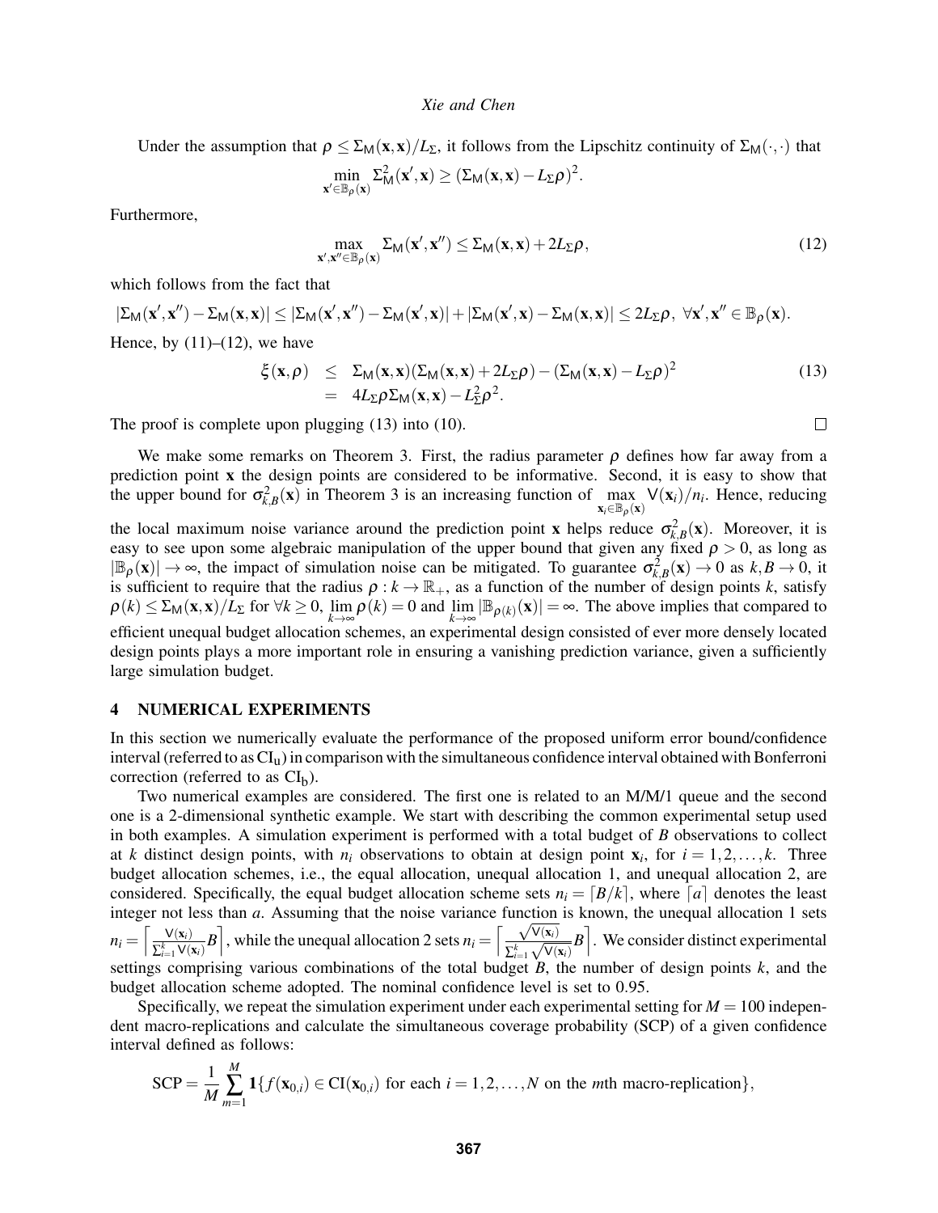Under the assumption that $\rho \leq \Sigma_{\mathsf{M}}(\mathbf{x},\mathbf{x})/L_{\Sigma}$, it follows from the Lipschitz continuity of $\Sigma_{\mathsf{M}}(\cdot,\cdot)$ that

$$\min_{\mathbf{x}' \in \mathbb{B}_{\rho}(\mathbf{x})} \Sigma_{\mathsf{M}}^2(\mathbf{x}',\mathbf{x}) \geq (\Sigma_{\mathsf{M}}(\mathbf{x},\mathbf{x}) - L_{\Sigma}\rho)^2.$$

Furthermore,

$$\max_{\mathbf{x}',\mathbf{x}'' \in \mathbb{B}_{\rho}(\mathbf{x})} \Sigma_{\mathsf{M}}(\mathbf{x}',\mathbf{x}'') \leq \Sigma_{\mathsf{M}}(\mathbf{x},\mathbf{x}) + 2L_{\Sigma}\rho, \tag{12}$$

which follows from the fact that

$$|\Sigma_{\mathsf{M}}(\mathbf{x}',\mathbf{x}'') - \Sigma_{\mathsf{M}}(\mathbf{x},\mathbf{x})| \leq |\Sigma_{\mathsf{M}}(\mathbf{x}',\mathbf{x}'') - \Sigma_{\mathsf{M}}(\mathbf{x}',\mathbf{x})| + |\Sigma_{\mathsf{M}}(\mathbf{x}',\mathbf{x}) - \Sigma_{\mathsf{M}}(\mathbf{x},\mathbf{x})| \leq 2L_{\Sigma}\rho,\ \forall \mathbf{x}',\mathbf{x}'' \in \mathbb{B}_{\rho}(\mathbf{x}).$$

Hence, by (11)–(12), we have

$$\begin{aligned} \xi(\mathbf{x},\rho) &\leq \Sigma_{\mathsf{M}}(\mathbf{x},\mathbf{x})(\Sigma_{\mathsf{M}}(\mathbf{x},\mathbf{x}) + 2L_{\Sigma}\rho) - (\Sigma_{\mathsf{M}}(\mathbf{x},\mathbf{x}) - L_{\Sigma}\rho)^2 \\ &= 4L_{\Sigma}\rho\Sigma_{\mathsf{M}}(\mathbf{x},\mathbf{x}) - L_{\Sigma}^2\rho^2. \end{aligned} \tag{13}$$

The proof is complete upon plugging (13) into (10). □

We make some remarks on Theorem 3. First, the radius parameter $\rho$ defines how far away from a prediction point $\mathbf{x}$ the design points are considered to be informative. Second, it is easy to show that the upper bound for $\sigma_{k,B}^2(\mathbf{x})$ in Theorem 3 is an increasing function of $\max_{\mathbf{x}_i \in \mathbb{B}_{\rho}(\mathbf{x})} \mathsf{V}(\mathbf{x}_i)/n_i$. Hence, reducing the local maximum noise variance around the prediction point $\mathbf{x}$ helps reduce $\sigma_{k,B}^2(\mathbf{x})$. Moreover, it is easy to see upon some algebraic manipulation of the upper bound that given any fixed $\rho > 0$, as long as $|\mathbb{B}_{\rho}(\mathbf{x})| \to \infty$, the impact of simulation noise can be mitigated. To guarantee $\sigma_{k,B}^2(\mathbf{x}) \to 0$ as $k, B \to 0$, it is sufficient to require that the radius $\rho : k \to \mathbb{R}_+$, as a function of the number of design points $k$, satisfy $\rho(k) \leq \Sigma_{\mathsf{M}}(\mathbf{x},\mathbf{x})/L_{\Sigma}$ for $\forall k \geq 0$, $\lim_{k\to\infty} \rho(k) = 0$ and $\lim_{k\to\infty} |\mathbb{B}_{\rho(k)}(\mathbf{x})| = \infty$. The above implies that compared to efficient unequal budget allocation schemes, an experimental design consisted of ever more densely located design points plays a more important role in ensuring a vanishing prediction variance, given a sufficiently large simulation budget.

## 4 NUMERICAL EXPERIMENTS

In this section we numerically evaluate the performance of the proposed uniform error bound/confidence interval (referred to as $\mathrm{CI_u}$) in comparison with the simultaneous confidence interval obtained with Bonferroni correction (referred to as $\mathrm{CI_b}$).

Two numerical examples are considered. The first one is related to an M/M/1 queue and the second one is a 2-dimensional synthetic example. We start with describing the common experimental setup used in both examples. A simulation experiment is performed with a total budget of $B$ observations to collect at $k$ distinct design points, with $n_i$ observations to obtain at design point $\mathbf{x}_i$, for $i = 1,2,\ldots,k$. Three budget allocation schemes, i.e., the equal allocation, unequal allocation 1, and unequal allocation 2, are considered. Specifically, the equal budget allocation scheme sets $n_i = \lceil B/k \rceil$, where $\lceil a \rceil$ denotes the least integer not less than $a$. Assuming that the noise variance function is known, the unequal allocation 1 sets $n_i = \left\lceil \frac{\mathsf{V}(\mathbf{x}_i)}{\sum_{i=1}^k \mathsf{V}(\mathbf{x}_i)} B \right\rceil$, while the unequal allocation 2 sets $n_i = \left\lceil \frac{\sqrt{\mathsf{V}(\mathbf{x}_i)}}{\sum_{i=1}^k \sqrt{\mathsf{V}(\mathbf{x}_i)}} B \right\rceil$. We consider distinct experimental settings comprising various combinations of the total budget $B$, the number of design points $k$, and the budget allocation scheme adopted. The nominal confidence level is set to 0.95.

Specifically, we repeat the simulation experiment under each experimental setting for $M = 100$ independent macro-replications and calculate the simultaneous coverage probability (SCP) of a given confidence interval defined as follows:

$$\mathrm{SCP} = \frac{1}{M} \sum_{m=1}^{M} \mathbf{1}\{f(\mathbf{x}_{0,i}) \in \mathrm{CI}(\mathbf{x}_{0,i}) \text{ for each } i = 1,2,\ldots,N \text{ on the } m\text{th macro-replication}\},$$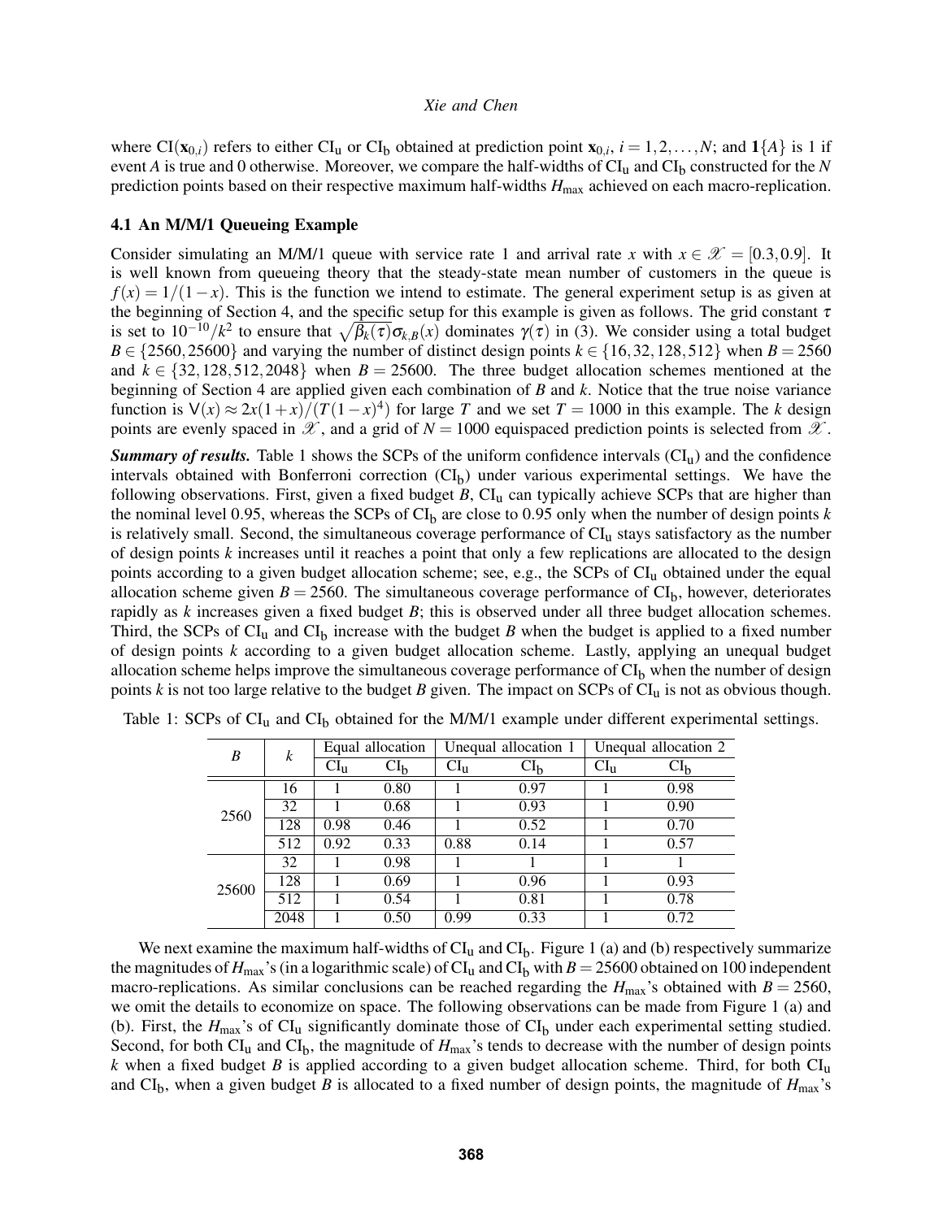where $\text{CI}(\mathbf{x}_{0,i})$ refers to either $\text{CI}_\text{u}$ or $\text{CI}_\text{b}$ obtained at prediction point $\mathbf{x}_{0,i}$, $i = 1, 2, \ldots, N$; and $\mathbf{1}\{A\}$ is 1 if event $A$ is true and 0 otherwise. Moreover, we compare the half-widths of $\text{CI}_\text{u}$ and $\text{CI}_\text{b}$ constructed for the $N$ prediction points based on their respective maximum half-widths $H_{\max}$ achieved on each macro-replication.

### 4.1 An M/M/1 Queueing Example

Consider simulating an M/M/1 queue with service rate 1 and arrival rate $x$ with $x \in \mathscr{X} = [0.3, 0.9]$. It is well known from queueing theory that the steady-state mean number of customers in the queue is $f(x) = 1/(1-x)$. This is the function we intend to estimate. The general experiment setup is as given at the beginning of Section 4, and the specific setup for this example is given as follows. The grid constant $\tau$ is set to $10^{-10}/k^2$ to ensure that $\sqrt{\beta_k(\tau)}\sigma_{k,B}(x)$ dominates $\gamma(\tau)$ in (3). We consider using a total budget $B \in \{2560, 25600\}$ and varying the number of distinct design points $k \in \{16, 32, 128, 512\}$ when $B = 2560$ and $k \in \{32, 128, 512, 2048\}$ when $B = 25600$. The three budget allocation schemes mentioned at the beginning of Section 4 are applied given each combination of $B$ and $k$. Notice that the true noise variance function is $\mathsf{V}(x) \approx 2x(1+x)/(T(1-x)^4)$ for large $T$ and we set $T = 1000$ in this example. The $k$ design points are evenly spaced in $\mathscr{X}$, and a grid of $N = 1000$ equispaced prediction points is selected from $\mathscr{X}$.

***Summary of results.*** Table 1 shows the SCPs of the uniform confidence intervals ($\text{CI}_\text{u}$) and the confidence intervals obtained with Bonferroni correction ($\text{CI}_\text{b}$) under various experimental settings. We have the following observations. First, given a fixed budget $B$, $\text{CI}_\text{u}$ can typically achieve SCPs that are higher than the nominal level 0.95, whereas the SCPs of $\text{CI}_\text{b}$ are close to 0.95 only when the number of design points $k$ is relatively small. Second, the simultaneous coverage performance of $\text{CI}_\text{u}$ stays satisfactory as the number of design points $k$ increases until it reaches a point that only a few replications are allocated to the design points according to a given budget allocation scheme; see, e.g., the SCPs of $\text{CI}_\text{u}$ obtained under the equal allocation scheme given $B = 2560$. The simultaneous coverage performance of $\text{CI}_\text{b}$, however, deteriorates rapidly as $k$ increases given a fixed budget $B$; this is observed under all three budget allocation schemes. Third, the SCPs of $\text{CI}_\text{u}$ and $\text{CI}_\text{b}$ increase with the budget $B$ when the budget is applied to a fixed number of design points $k$ according to a given budget allocation scheme. Lastly, applying an unequal budget allocation scheme helps improve the simultaneous coverage performance of $\text{CI}_\text{b}$ when the number of design points $k$ is not too large relative to the budget $B$ given. The impact on SCPs of $\text{CI}_\text{u}$ is not as obvious though.

Table 1: SCPs of $\text{CI}_\text{u}$ and $\text{CI}_\text{b}$ obtained for the M/M/1 example under different experimental settings.

| $B$ | $k$ | Equal allocation | | Unequal allocation 1 | | Unequal allocation 2 | |
|---|---|---|---|---|---|---|---|
| | | $\text{CI}_\text{u}$ | $\text{CI}_\text{b}$ | $\text{CI}_\text{u}$ | $\text{CI}_\text{b}$ | $\text{CI}_\text{u}$ | $\text{CI}_\text{b}$ |
| 2560 | 16 | 1 | 0.80 | 1 | 0.97 | 1 | 0.98 |
| | 32 | 1 | 0.68 | 1 | 0.93 | 1 | 0.90 |
| | 128 | 0.98 | 0.46 | 1 | 0.52 | 1 | 0.70 |
| | 512 | 0.92 | 0.33 | 0.88 | 0.14 | 1 | 0.57 |
| 25600 | 32 | 1 | 0.98 | 1 | 1 | 1 | 1 |
| | 128 | 1 | 0.69 | 1 | 0.96 | 1 | 0.93 |
| | 512 | 1 | 0.54 | 1 | 0.81 | 1 | 0.78 |
| | 2048 | 1 | 0.50 | 0.99 | 0.33 | 1 | 0.72 |

We next examine the maximum half-widths of $\text{CI}_\text{u}$ and $\text{CI}_\text{b}$. Figure 1 (a) and (b) respectively summarize the magnitudes of $H_{\max}$'s (in a logarithmic scale) of $\text{CI}_\text{u}$ and $\text{CI}_\text{b}$ with $B = 25600$ obtained on 100 independent macro-replications. As similar conclusions can be reached regarding the $H_{\max}$'s obtained with $B = 2560$, we omit the details to economize on space. The following observations can be made from Figure 1 (a) and (b). First, the $H_{\max}$'s of $\text{CI}_\text{u}$ significantly dominate those of $\text{CI}_\text{b}$ under each experimental setting studied. Second, for both $\text{CI}_\text{u}$ and $\text{CI}_\text{b}$, the magnitude of $H_{\max}$'s tends to decrease with the number of design points $k$ when a fixed budget $B$ is applied according to a given budget allocation scheme. Third, for both $\text{CI}_\text{u}$ and $\text{CI}_\text{b}$, when a given budget $B$ is allocated to a fixed number of design points, the magnitude of $H_{\max}$'s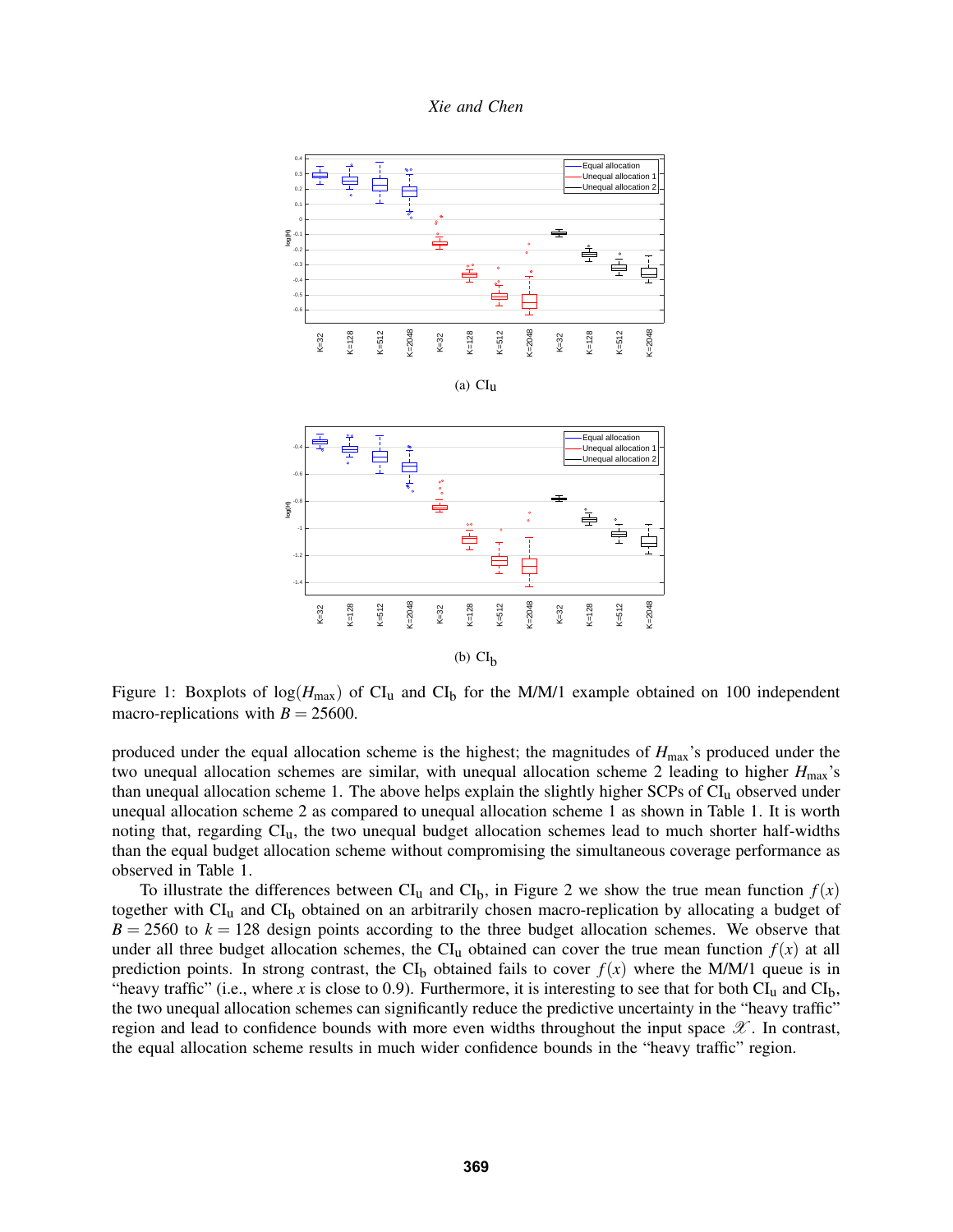(a) $\mathrm{CI_u}$

(b) $\mathrm{CI_b}$

Figure 1: Boxplots of $\log(H_{\max})$ of $\mathrm{CI_u}$ and $\mathrm{CI_b}$ for the M/M/1 example obtained on 100 independent macro-replications with $B = 25600$.

produced under the equal allocation scheme is the highest; the magnitudes of $H_{\max}$'s produced under the two unequal allocation schemes are similar, with unequal allocation scheme 2 leading to higher $H_{\max}$'s than unequal allocation scheme 1. The above helps explain the slightly higher SCPs of $\mathrm{CI_u}$ observed under unequal allocation scheme 2 as compared to unequal allocation scheme 1 as shown in Table 1. It is worth noting that, regarding $\mathrm{CI_u}$, the two unequal budget allocation schemes lead to much shorter half-widths than the equal budget allocation scheme without compromising the simultaneous coverage performance as observed in Table 1.

To illustrate the differences between $\mathrm{CI_u}$ and $\mathrm{CI_b}$, in Figure 2 we show the true mean function $f(x)$ together with $\mathrm{CI_u}$ and $\mathrm{CI_b}$ obtained on an arbitrarily chosen macro-replication by allocating a budget of $B = 2560$ to $k = 128$ design points according to the three budget allocation schemes. We observe that under all three budget allocation schemes, the $\mathrm{CI_u}$ obtained can cover the true mean function $f(x)$ at all prediction points. In strong contrast, the $\mathrm{CI_b}$ obtained fails to cover $f(x)$ where the M/M/1 queue is in "heavy traffic" (i.e., where $x$ is close to 0.9). Furthermore, it is interesting to see that for both $\mathrm{CI_u}$ and $\mathrm{CI_b}$, the two unequal allocation schemes can significantly reduce the predictive uncertainty in the "heavy traffic" region and lead to confidence bounds with more even widths throughout the input space $\mathscr{X}$. In contrast, the equal allocation scheme results in much wider confidence bounds in the "heavy traffic" region.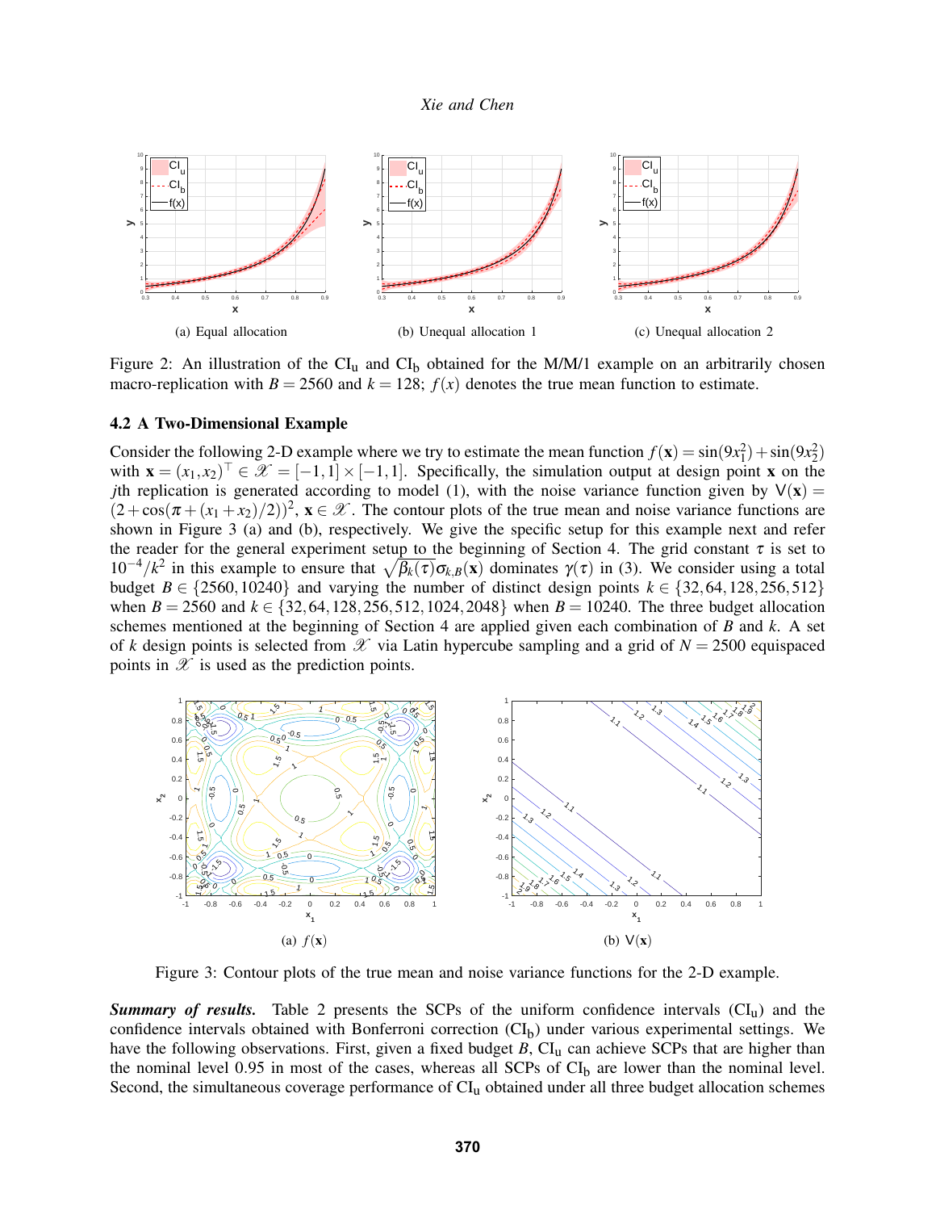(a) Equal allocation

(b) Unequal allocation 1

(c) Unequal allocation 2

Figure 2: An illustration of the $\mathrm{CI_u}$ and $\mathrm{CI_b}$ obtained for the M/M/1 example on an arbitrarily chosen macro-replication with $B = 2560$ and $k = 128$; $f(x)$ denotes the true mean function to estimate.

### 4.2 A Two-Dimensional Example

Consider the following 2-D example where we try to estimate the mean function $f(\mathbf{x}) = \sin(9x_1^2) + \sin(9x_2^2)$ with $\mathbf{x} = (x_1, x_2)^\top \in \mathscr{X} = [-1,1] \times [-1,1]$. Specifically, the simulation output at design point $\mathbf{x}$ on the $j$th replication is generated according to model (1), with the noise variance function given by $\mathsf{V}(\mathbf{x}) = (2 + \cos(\pi + (x_1 + x_2)/2))^2$, $\mathbf{x} \in \mathscr{X}$. The contour plots of the true mean and noise variance functions are shown in Figure 3 (a) and (b), respectively. We give the specific setup for this example next and refer the reader for the general experiment setup to the beginning of Section 4. The grid constant $\tau$ is set to $10^{-4}/k^2$ in this example to ensure that $\sqrt{\beta_k(\tau)}\sigma_{k,B}(\mathbf{x})$ dominates $\gamma(\tau)$ in (3). We consider using a total budget $B \in \{2560, 10240\}$ and varying the number of distinct design points $k \in \{32, 64, 128, 256, 512\}$ when $B = 2560$ and $k \in \{32, 64, 128, 256, 512, 1024, 2048\}$ when $B = 10240$. The three budget allocation schemes mentioned at the beginning of Section 4 are applied given each combination of $B$ and $k$. A set of $k$ design points is selected from $\mathscr{X}$ via Latin hypercube sampling and a grid of $N = 2500$ equispaced points in $\mathscr{X}$ is used as the prediction points.

(a) $f(\mathbf{x})$

(b) $\mathsf{V}(\mathbf{x})$

Figure 3: Contour plots of the true mean and noise variance functions for the 2-D example.

***Summary of results.*** Table 2 presents the SCPs of the uniform confidence intervals ($\mathrm{CI_u}$) and the confidence intervals obtained with Bonferroni correction ($\mathrm{CI_b}$) under various experimental settings. We have the following observations. First, given a fixed budget $B$, $\mathrm{CI_u}$ can achieve SCPs that are higher than the nominal level 0.95 in most of the cases, whereas all SCPs of $\mathrm{CI_b}$ are lower than the nominal level. Second, the simultaneous coverage performance of $\mathrm{CI_u}$ obtained under all three budget allocation schemes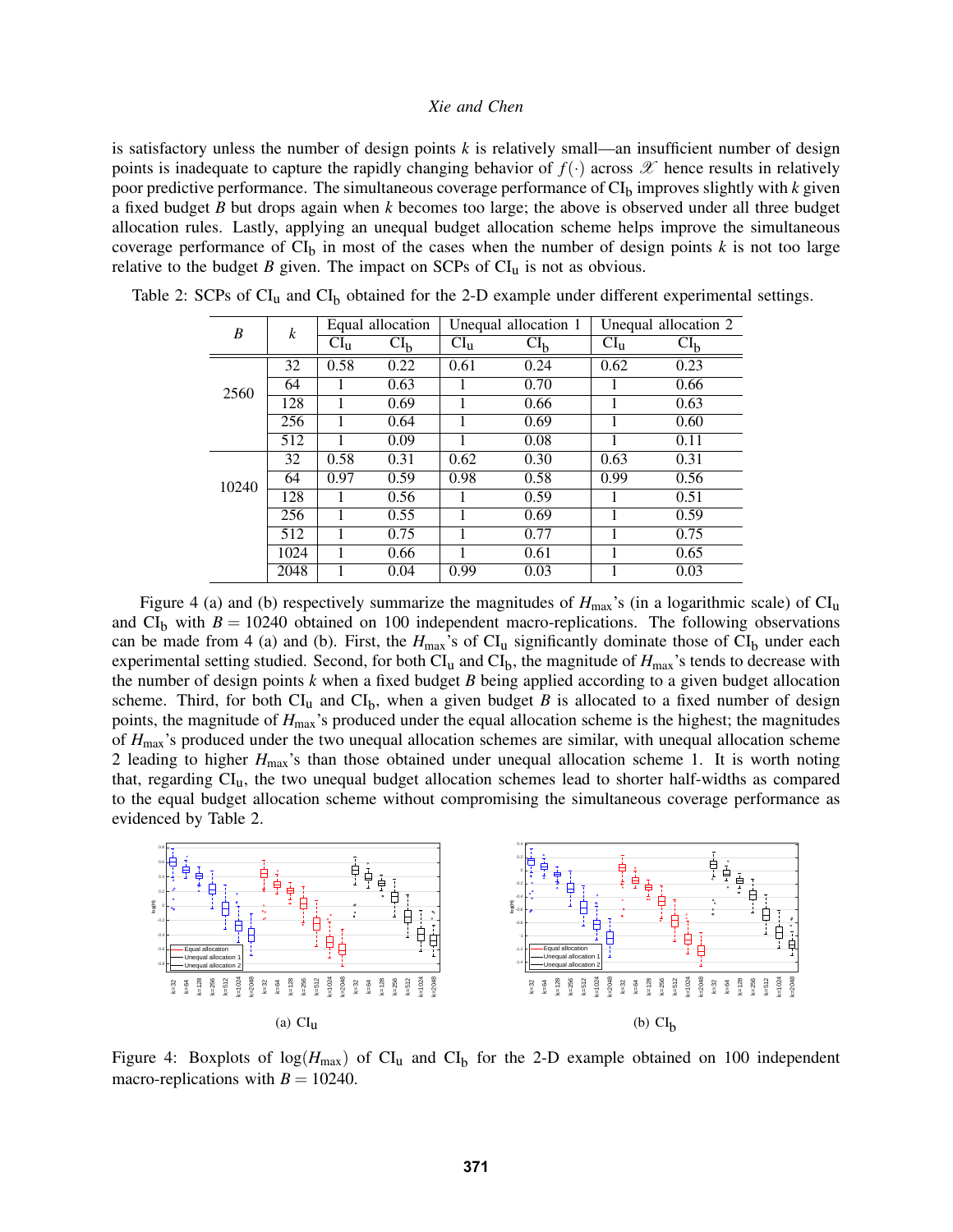is satisfactory unless the number of design points $k$ is relatively small—an insufficient number of design points is inadequate to capture the rapidly changing behavior of $f(\cdot)$ across $\mathscr{X}$ hence results in relatively poor predictive performance. The simultaneous coverage performance of $\mathrm{CI_b}$ improves slightly with $k$ given a fixed budget $B$ but drops again when $k$ becomes too large; the above is observed under all three budget allocation rules. Lastly, applying an unequal budget allocation scheme helps improve the simultaneous coverage performance of $\mathrm{CI_b}$ in most of the cases when the number of design points $k$ is not too large relative to the budget $B$ given. The impact on SCPs of $\mathrm{CI_u}$ is not as obvious.

Table 2: SCPs of $\mathrm{CI_u}$ and $\mathrm{CI_b}$ obtained for the 2-D example under different experimental settings.

| $B$ | $k$ | Equal allocation | | Unequal allocation 1 | | Unequal allocation 2 | |
|---|---|---|---|---|---|---|---|
| | | $\mathrm{CI_u}$ | $\mathrm{CI_b}$ | $\mathrm{CI_u}$ | $\mathrm{CI_b}$ | $\mathrm{CI_u}$ | $\mathrm{CI_b}$ |
| 2560 | 32 | 0.58 | 0.22 | 0.61 | 0.24 | 0.62 | 0.23 |
| | 64 | 1 | 0.63 | 1 | 0.70 | 1 | 0.66 |
| | 128 | 1 | 0.69 | 1 | 0.66 | 1 | 0.63 |
| | 256 | 1 | 0.64 | 1 | 0.69 | 1 | 0.60 |
| | 512 | 1 | 0.09 | 1 | 0.08 | 1 | 0.11 |
| 10240 | 32 | 0.58 | 0.31 | 0.62 | 0.30 | 0.63 | 0.31 |
| | 64 | 0.97 | 0.59 | 0.98 | 0.58 | 0.99 | 0.56 |
| | 128 | 1 | 0.56 | 1 | 0.59 | 1 | 0.51 |
| | 256 | 1 | 0.55 | 1 | 0.69 | 1 | 0.59 |
| | 512 | 1 | 0.75 | 1 | 0.77 | 1 | 0.75 |
| | 1024 | 1 | 0.66 | 1 | 0.61 | 1 | 0.65 |
| | 2048 | 1 | 0.04 | 0.99 | 0.03 | 1 | 0.03 |

Figure 4 (a) and (b) respectively summarize the magnitudes of $H_{\max}$'s (in a logarithmic scale) of $\mathrm{CI_u}$ and $\mathrm{CI_b}$ with $B = 10240$ obtained on 100 independent macro-replications. The following observations can be made from 4 (a) and (b). First, the $H_{\max}$'s of $\mathrm{CI_u}$ significantly dominate those of $\mathrm{CI_b}$ under each experimental setting studied. Second, for both $\mathrm{CI_u}$ and $\mathrm{CI_b}$, the magnitude of $H_{\max}$'s tends to decrease with the number of design points $k$ when a fixed budget $B$ being applied according to a given budget allocation scheme. Third, for both $\mathrm{CI_u}$ and $\mathrm{CI_b}$, when a given budget $B$ is allocated to a fixed number of design points, the magnitude of $H_{\max}$'s produced under the equal allocation scheme is the highest; the magnitudes of $H_{\max}$'s produced under the two unequal allocation schemes are similar, with unequal allocation scheme 2 leading to higher $H_{\max}$'s than those obtained under unequal allocation scheme 1. It is worth noting that, regarding $\mathrm{CI_u}$, the two unequal budget allocation schemes lead to shorter half-widths as compared to the equal budget allocation scheme without compromising the simultaneous coverage performance as evidenced by Table 2.

(a) $\mathrm{CI_u}$

(b) $\mathrm{CI_b}$

Figure 4: Boxplots of $\log(H_{\max})$ of $\mathrm{CI_u}$ and $\mathrm{CI_b}$ for the 2-D example obtained on 100 independent macro-replications with $B = 10240$.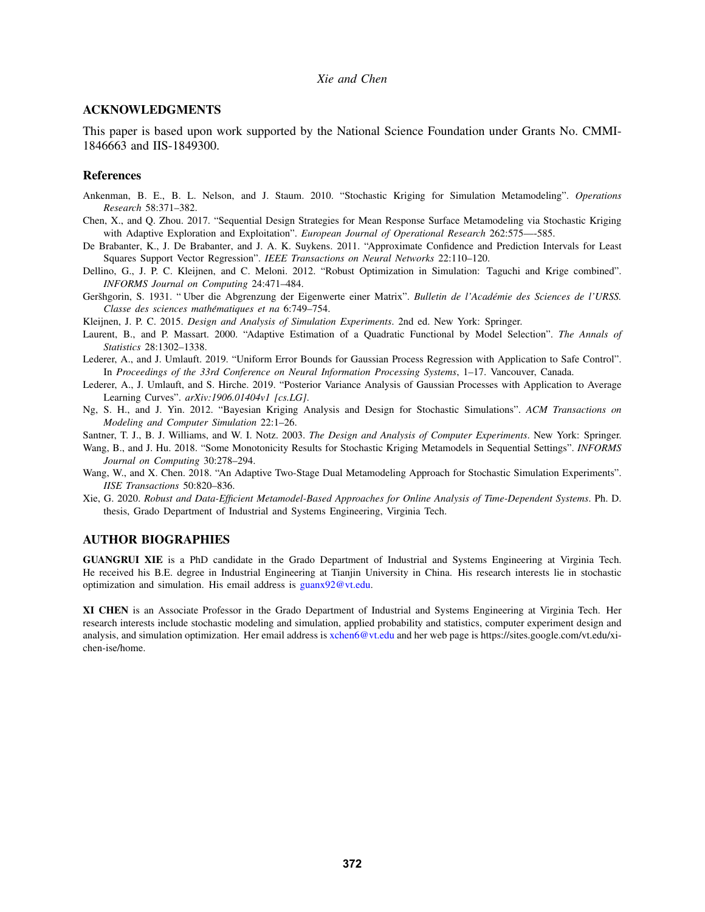## ACKNOWLEDGMENTS

This paper is based upon work supported by the National Science Foundation under Grants No. CMMI-1846663 and IIS-1849300.

## References

Ankenman, B. E., B. L. Nelson, and J. Staum. 2010. "Stochastic Kriging for Simulation Metamodeling". *Operations Research* 58:371–382.

Chen, X., and Q. Zhou. 2017. "Sequential Design Strategies for Mean Response Surface Metamodeling via Stochastic Kriging with Adaptive Exploration and Exploitation". *European Journal of Operational Research* 262:575—-585.

De Brabanter, K., J. De Brabanter, and J. A. K. Suykens. 2011. "Approximate Confidence and Prediction Intervals for Least Squares Support Vector Regression". *IEEE Transactions on Neural Networks* 22:110–120.

Dellino, G., J. P. C. Kleijnen, and C. Meloni. 2012. "Robust Optimization in Simulation: Taguchi and Krige combined". *INFORMS Journal on Computing* 24:471–484.

Geršhgorin, S. 1931. " Uber die Abgrenzung der Eigenwerte einer Matrix". *Bulletin de l'Académie des Sciences de l'URSS. Classe des sciences mathématiques et na* 6:749–754.

Kleijnen, J. P. C. 2015. *Design and Analysis of Simulation Experiments*. 2nd ed. New York: Springer.

Laurent, B., and P. Massart. 2000. "Adaptive Estimation of a Quadratic Functional by Model Selection". *The Annals of Statistics* 28:1302–1338.

Lederer, A., and J. Umlauft. 2019. "Uniform Error Bounds for Gaussian Process Regression with Application to Safe Control". In *Proceedings of the 33rd Conference on Neural Information Processing Systems*, 1–17. Vancouver, Canada.

Lederer, A., J. Umlauft, and S. Hirche. 2019. "Posterior Variance Analysis of Gaussian Processes with Application to Average Learning Curves". *arXiv:1906.01404v1 [cs.LG]*.

Ng, S. H., and J. Yin. 2012. "Bayesian Kriging Analysis and Design for Stochastic Simulations". *ACM Transactions on Modeling and Computer Simulation* 22:1–26.

Santner, T. J., B. J. Williams, and W. I. Notz. 2003. *The Design and Analysis of Computer Experiments*. New York: Springer.

Wang, B., and J. Hu. 2018. "Some Monotonicity Results for Stochastic Kriging Metamodels in Sequential Settings". *INFORMS Journal on Computing* 30:278–294.

Wang, W., and X. Chen. 2018. "An Adaptive Two-Stage Dual Metamodeling Approach for Stochastic Simulation Experiments". *IISE Transactions* 50:820–836.

Xie, G. 2020. *Robust and Data-Efficient Metamodel-Based Approaches for Online Analysis of Time-Dependent Systems*. Ph. D. thesis, Grado Department of Industrial and Systems Engineering, Virginia Tech.

## AUTHOR BIOGRAPHIES

**GUANGRUI XIE** is a PhD candidate in the Grado Department of Industrial and Systems Engineering at Virginia Tech. He received his B.E. degree in Industrial Engineering at Tianjin University in China. His research interests lie in stochastic optimization and simulation. His email address is guanx92@vt.edu.

**XI CHEN** is an Associate Professor in the Grado Department of Industrial and Systems Engineering at Virginia Tech. Her research interests include stochastic modeling and simulation, applied probability and statistics, computer experiment design and analysis, and simulation optimization. Her email address is xchen6@vt.edu and her web page is https://sites.google.com/vt.edu/xi-chen-ise/home.